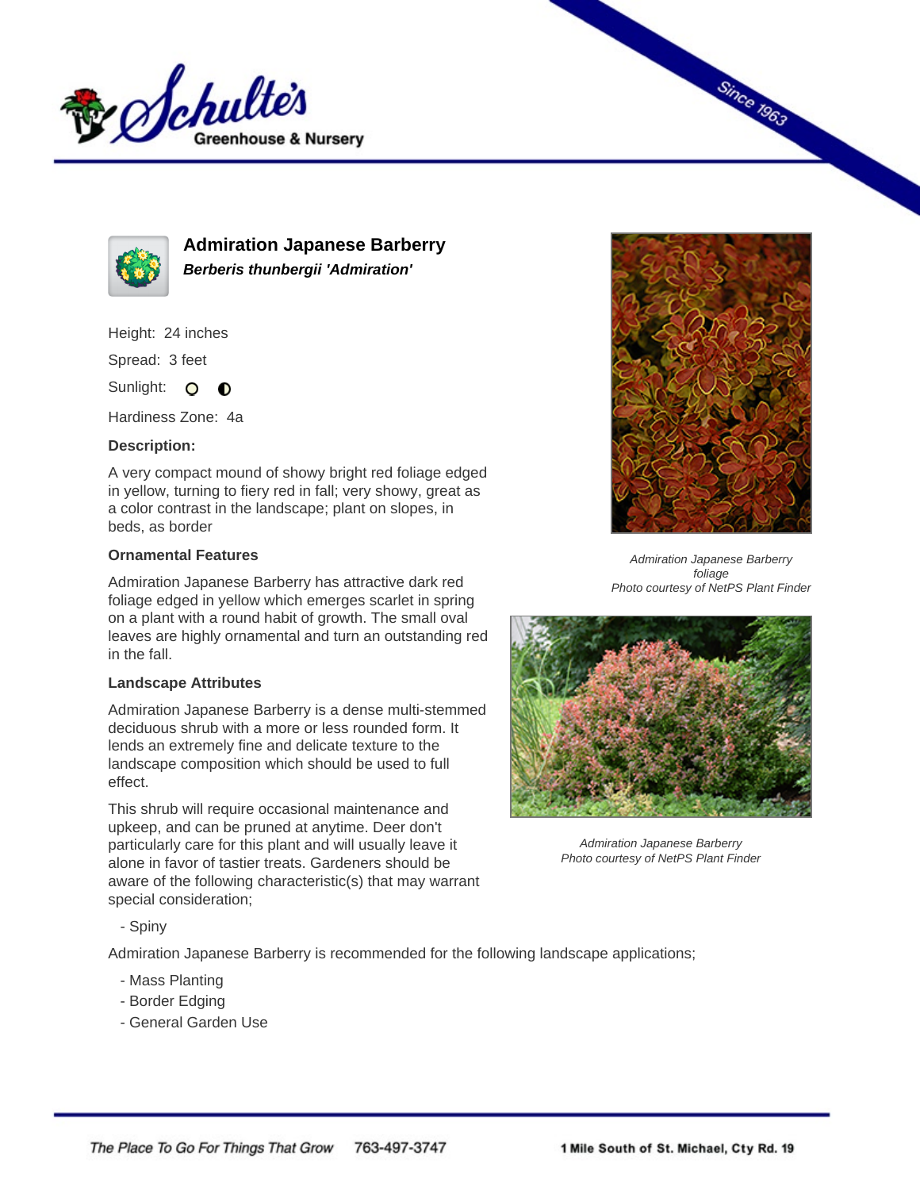# Admiration Japanese Barberry

***Berberis thunbergii 'Admiration'***

Height: 24 inches

Spread: 3 feet

Sunlight: ○ ◐

Hardiness Zone: 4a

**Description:**

A very compact mound of showy bright red foliage edged in yellow, turning to fiery red in fall; very showy, great as a color contrast in the landscape; plant on slopes, in beds, as border

**Ornamental Features**

Admiration Japanese Barberry has attractive dark red foliage edged in yellow which emerges scarlet in spring on a plant with a round habit of growth. The small oval leaves are highly ornamental and turn an outstanding red in the fall.

**Landscape Attributes**

Admiration Japanese Barberry is a dense multi-stemmed deciduous shrub with a more or less rounded form. It lends an extremely fine and delicate texture to the landscape composition which should be used to full effect.

This shrub will require occasional maintenance and upkeep, and can be pruned at anytime. Deer don't particularly care for this plant and will usually leave it alone in favor of tastier treats. Gardeners should be aware of the following characteristic(s) that may warrant special consideration;

- Spiny

Admiration Japanese Barberry is recommended for the following landscape applications;

- Mass Planting
- Border Edging
- General Garden Use

*Admiration Japanese Barberry foliage*
*Photo courtesy of NetPS Plant Finder*

*Admiration Japanese Barberry*
*Photo courtesy of NetPS Plant Finder*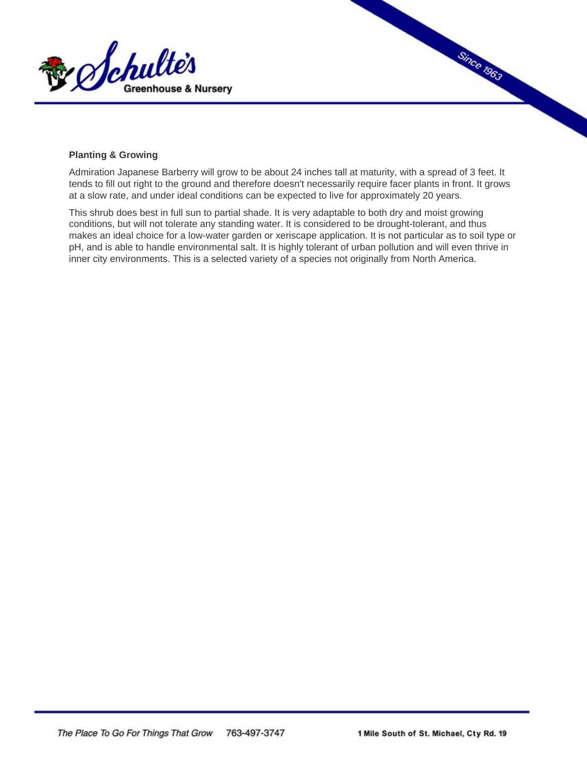**Planting & Growing**

Admiration Japanese Barberry will grow to be about 24 inches tall at maturity, with a spread of 3 feet. It tends to fill out right to the ground and therefore doesn't necessarily require facer plants in front. It grows at a slow rate, and under ideal conditions can be expected to live for approximately 20 years.

This shrub does best in full sun to partial shade. It is very adaptable to both dry and moist growing conditions, but will not tolerate any standing water. It is considered to be drought-tolerant, and thus makes an ideal choice for a low-water garden or xeriscape application. It is not particular as to soil type or pH, and is able to handle environmental salt. It is highly tolerant of urban pollution and will even thrive in inner city environments. This is a selected variety of a species not originally from North America.